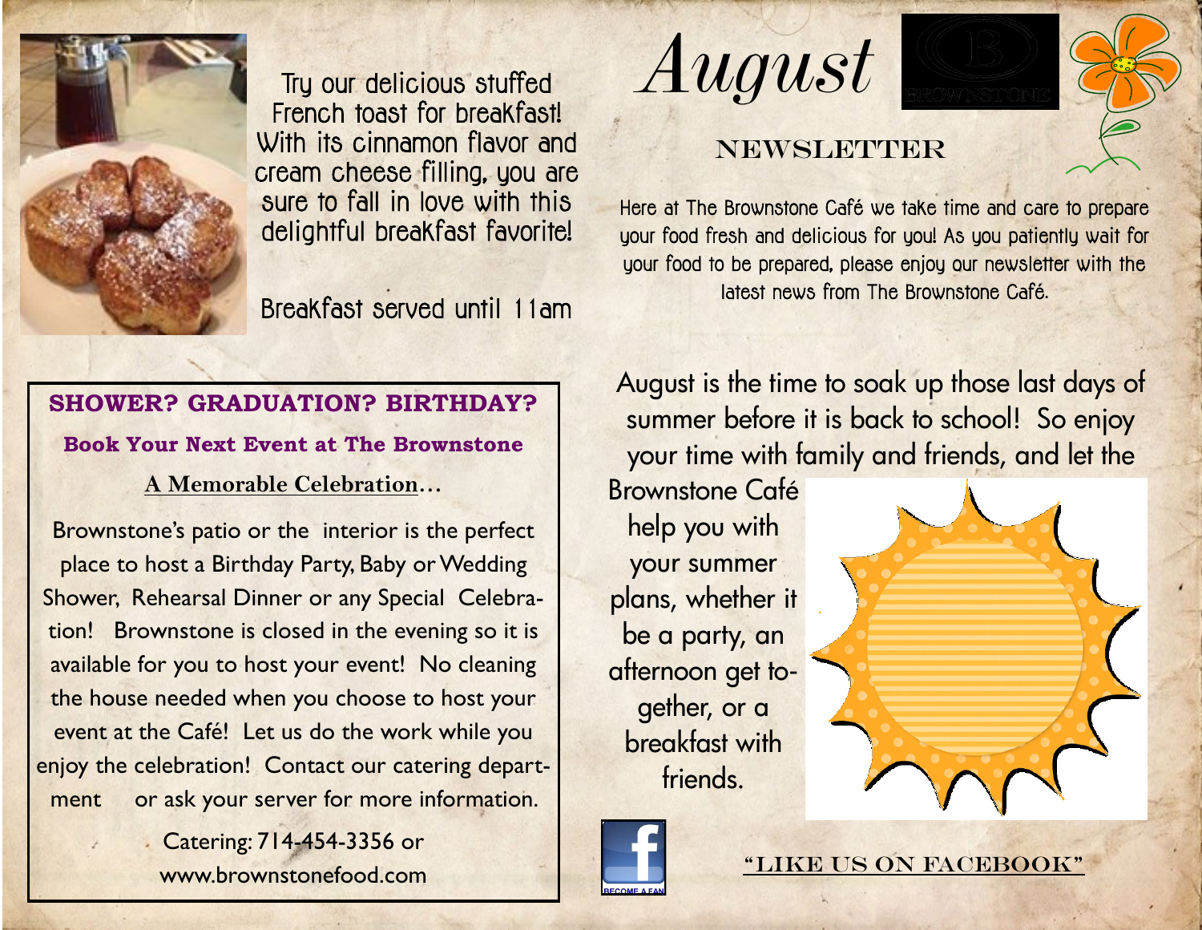Try our delicious stuffed French toast for breakfast! With its cinnamon flavor and cream cheese filling, you are sure to fall in love with this delightful breakfast favorite!

Breakfast served until 11am

# August

BROWNSTONE

## NEWSLETTER

Here at The Brownstone Café we take time and care to prepare your food fresh and delicious for you! As you patiently wait for your food to be prepared, please enjoy our newsletter with the latest news from The Brownstone Café.

**SHOWER? GRADUATION? BIRTHDAY?**

**Book Your Next Event at The Brownstone**

**A Memorable Celebration…**

Brownstone's patio or the interior is the perfect place to host a Birthday Party, Baby or Wedding Shower, Rehearsal Dinner or any Special Celebration! Brownstone is closed in the evening so it is available for you to host your event! No cleaning the house needed when you choose to host your event at the Café! Let us do the work while you enjoy the celebration! Contact our catering department or ask your server for more information.

Catering: 714-454-3356 or
www.brownstonefood.com

August is the time to soak up those last days of summer before it is back to school! So enjoy your time with family and friends, and let the Brownstone Café help you with your summer plans, whether it be a party, an afternoon get together, or a breakfast with friends.

BECOME A FAN

"LIKE US ON FACEBOOK"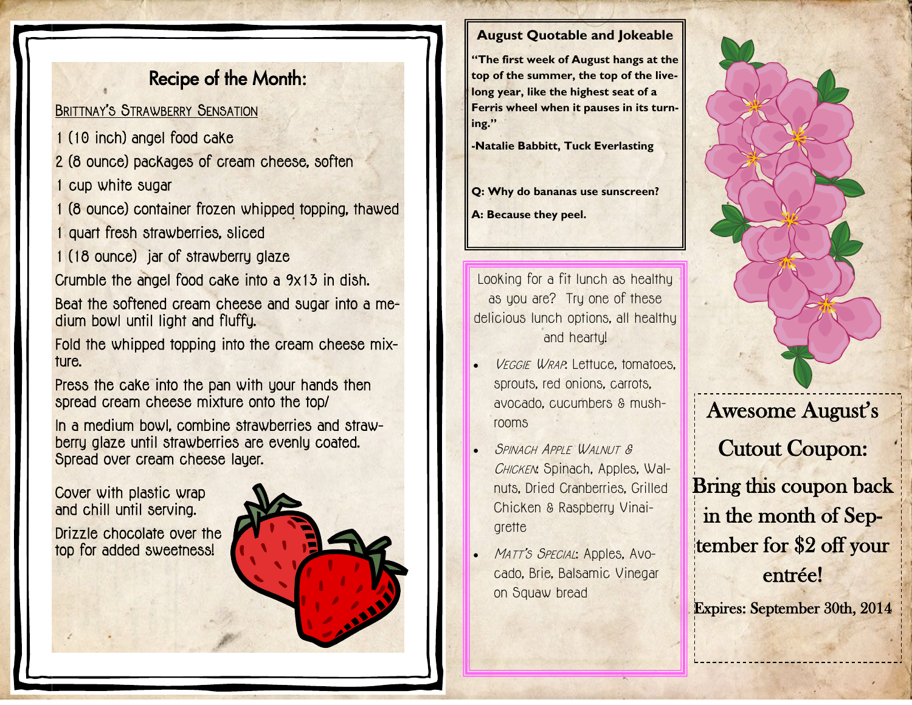## Recipe of the Month:

Brittnay's Strawberry Sensation

1 (10 inch) angel food cake

2 (8 ounce) packages of cream cheese, soften

1 cup white sugar

1 (8 ounce) container frozen whipped topping, thawed

1 quart fresh strawberries, sliced

1 (18 ounce) jar of strawberry glaze

Crumble the angel food cake into a 9x13 in dish.

Beat the softened cream cheese and sugar into a medium bowl until light and fluffy.

Fold the whipped topping into the cream cheese mixture.

Press the cake into the pan with your hands then spread cream cheese mixture onto the top/

In a medium bowl, combine strawberries and strawberry glaze until strawberries are evenly coated. Spread over cream cheese layer.

Cover with plastic wrap and chill until serving.

Drizzle chocolate over the top for added sweetness!

### August Quotable and Jokeable

**"The first week of August hangs at the top of the summer, the top of the live-long year, like the highest seat of a Ferris wheel when it pauses in its turning."**

**-Natalie Babbitt, Tuck Everlasting**

**Q: Why do bananas use sunscreen?**

**A: Because they peel.**

Looking for a fit lunch as healthy as you are? Try one of these delicious lunch options, all healthy and hearty!

- *Veggie Wrap*: Lettuce, tomatoes, sprouts, red onions, carrots, avocado, cucumbers & mushrooms
- *Spinach Apple Walnut & Chicken*: Spinach, Apples, Walnuts, Dried Cranberries, Grilled Chicken & Raspberry Vinaigrette
- *Matt's Special*: Apples, Avocado, Brie, Balsamic Vinegar on Squaw bread

## Awesome August's Cutout Coupon:

Bring this coupon back in the month of September for $2 off your entrée!

Expires: September 30th, 2014